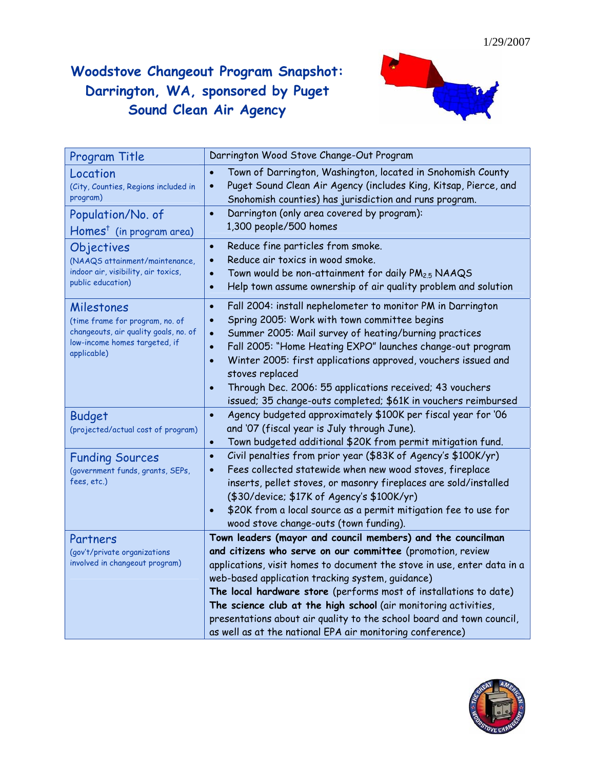1/29/2007

# Woodstove Changeout Program Snapshot: Darrington, WA, sponsored by Puget Sound Clean Air Agency

| Program Title | Darrington Wood Stove Change-Out Program |
|---|---|
| Location (City, Counties, Regions included in program) | • Town of Darrington, Washington, located in Snohomish County<br>• Puget Sound Clean Air Agency (includes King, Kitsap, Pierce, and Snohomish counties) has jurisdiction and runs program. |
| Population/No. of Homes† (in program area) | • Darrington (only area covered by program): 1,300 people/500 homes |
| Objectives (NAAQS attainment/maintenance, indoor air, visibility, air toxics, public education) | • Reduce fine particles from smoke.<br>• Reduce air toxics in wood smoke.<br>• Town would be non-attainment for daily $PM_{2.5}$ NAAQS<br>• Help town assume ownership of air quality problem and solution |
| Milestones (time frame for program, no. of changeouts, air quality goals, no. of low-income homes targeted, if applicable) | • Fall 2004: install nephelometer to monitor PM in Darrington<br>• Spring 2005: Work with town committee begins<br>• Summer 2005: Mail survey of heating/burning practices<br>• Fall 2005: "Home Heating EXPO" launches change-out program<br>• Winter 2005: first applications approved, vouchers issued and stoves replaced<br>• Through Dec. 2006: 55 applications received; 43 vouchers issued; 35 change-outs completed; $61K in vouchers reimbursed |
| Budget (projected/actual cost of program) | • Agency budgeted approximately $100K per fiscal year for '06 and '07 (fiscal year is July through June).<br>• Town budgeted additional $20K from permit mitigation fund. |
| Funding Sources (government funds, grants, SEPs, fees, etc.) | • Civil penalties from prior year ($83K of Agency's $100K/yr)<br>• Fees collected statewide when new wood stoves, fireplace inserts, pellet stoves, or masonry fireplaces are sold/installed ($30/device; $17K of Agency's $100K/yr)<br>• $20K from a local source as a permit mitigation fee to use for wood stove change-outs (town funding). |
| Partners (gov't/private organizations involved in changeout program) | **Town leaders (mayor and council members) and the councilman and citizens who serve on our committee** (promotion, review applications, visit homes to document the stove in use, enter data in a web-based application tracking system, guidance)<br>**The local hardware store** (performs most of installations to date)<br>**The science club at the high school** (air monitoring activities, presentations about air quality to the school board and town council, as well as at the national EPA air monitoring conference) |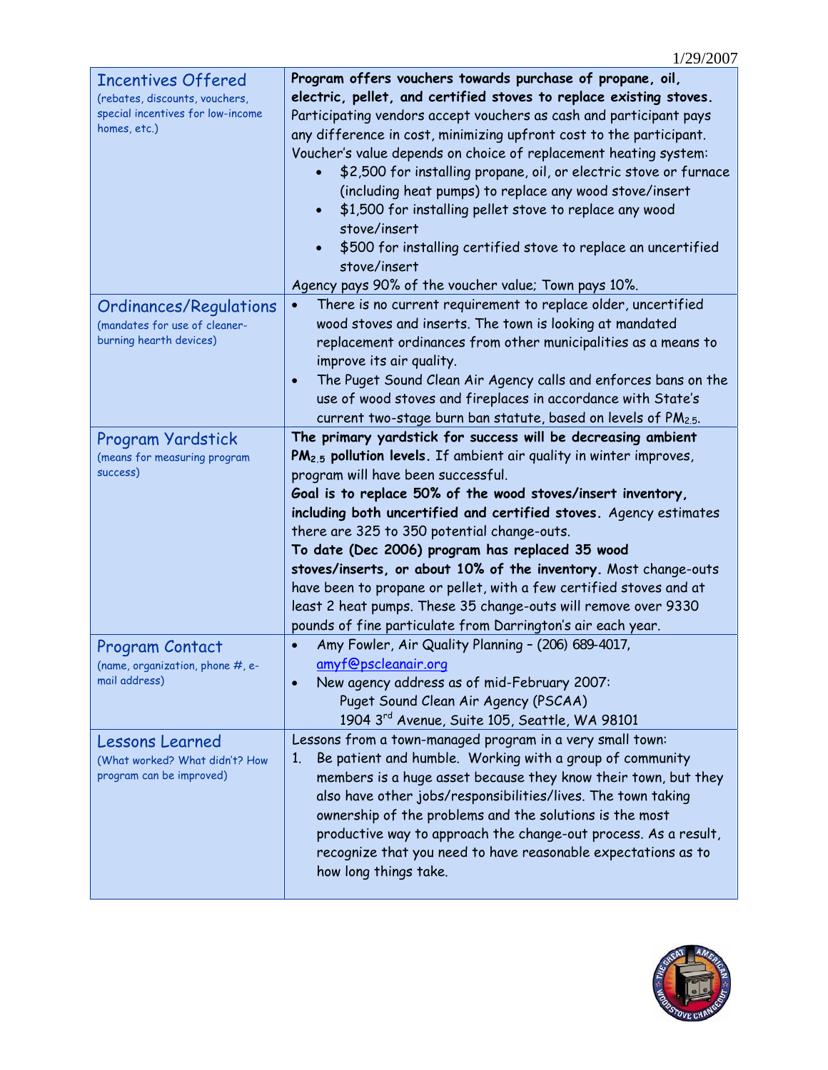1/29/2007

| | |
|---|---|
| Incentives Offered (rebates, discounts, vouchers, special incentives for low-income homes, etc.) | **Program offers vouchers towards purchase of propane, oil, electric, pellet, and certified stoves to replace existing stoves.** Participating vendors accept vouchers as cash and participant pays any difference in cost, minimizing upfront cost to the participant. Voucher's value depends on choice of replacement heating system: <br>• $2,500 for installing propane, oil, or electric stove or furnace (including heat pumps) to replace any wood stove/insert <br>• $1,500 for installing pellet stove to replace any wood stove/insert <br>• $500 for installing certified stove to replace an uncertified stove/insert <br>Agency pays 90% of the voucher value; Town pays 10%. |
| Ordinances/Regulations (mandates for use of cleaner-burning hearth devices) | • There is no current requirement to replace older, uncertified wood stoves and inserts. The town is looking at mandated replacement ordinances from other municipalities as a means to improve its air quality. <br>• The Puget Sound Clean Air Agency calls and enforces bans on the use of wood stoves and fireplaces in accordance with State's current two-stage burn ban statute, based on levels of $PM_{2.5}$. |
| Program Yardstick (means for measuring program success) | **The primary yardstick for success will be decreasing ambient $PM_{2.5}$ pollution levels.** If ambient air quality in winter improves, program will have been successful. <br>**Goal is to replace 50% of the wood stoves/insert inventory, including both uncertified and certified stoves.** Agency estimates there are 325 to 350 potential change-outs. <br>**To date (Dec 2006) program has replaced 35 wood stoves/inserts, or about 10% of the inventory.** Most change-outs have been to propane or pellet, with a few certified stoves and at least 2 heat pumps. These 35 change-outs will remove over 9330 pounds of fine particulate from Darrington's air each year. |
| Program Contact (name, organization, phone #, e-mail address) | • Amy Fowler, Air Quality Planning – (206) 689-4017, amyf@pscleanair.org <br>• New agency address as of mid-February 2007: Puget Sound Clean Air Agency (PSCAA) 1904 3rd Avenue, Suite 105, Seattle, WA 98101 |
| Lessons Learned (What worked? What didn't? How program can be improved) | Lessons from a town-managed program in a very small town: <br>1. Be patient and humble. Working with a group of community members is a huge asset because they know their town, but they also have other jobs/responsibilities/lives. The town taking ownership of the problems and the solutions is the most productive way to approach the change-out process. As a result, recognize that you need to have reasonable expectations as to how long things take. |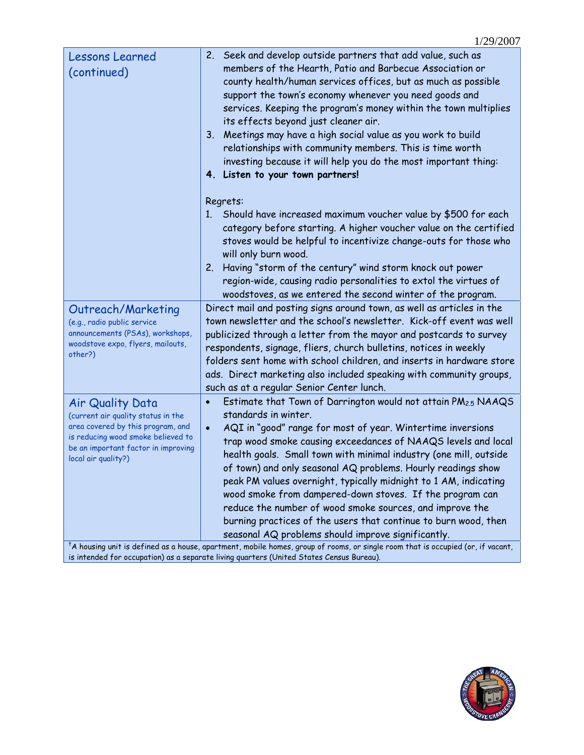| | |
|---|---|
| Lessons Learned (continued) | 2. Seek and develop outside partners that add value, such as members of the Hearth, Patio and Barbecue Association or county health/human services offices, but as much as possible support the town's economy whenever you need goods and services. Keeping the program's money within the town multiplies its effects beyond just cleaner air.<br>3. Meetings may have a high social value as you work to build relationships with community members. This is time worth investing because it will help you do the most important thing:<br>**4. Listen to your town partners!**<br><br>Regrets:<br>1. Should have increased maximum voucher value by $500 for each category before starting. A higher voucher value on the certified stoves would be helpful to incentivize change-outs for those who will only burn wood.<br>2. Having "storm of the century" wind storm knock out power region-wide, causing radio personalities to extol the virtues of woodstoves, as we entered the second winter of the program. |
| Outreach/Marketing (e.g., radio public service announcements (PSAs), workshops, woodstove expo, flyers, mailouts, other?) | Direct mail and posting signs around town, as well as articles in the town newsletter and the school's newsletter. Kick-off event was well publicized through a letter from the mayor and postcards to survey respondents, signage, fliers, church bulletins, notices in weekly folders sent home with school children, and inserts in hardware store ads. Direct marketing also included speaking with community groups, such as at a regular Senior Center lunch. |
| Air Quality Data (current air quality status in the area covered by this program, and is reducing wood smoke believed to be an important factor in improving local air quality?) | • Estimate that Town of Darrington would not attain $PM_{2.5}$ NAAQS standards in winter.<br>• AQI in "good" range for most of year. Wintertime inversions trap wood smoke causing exceedances of NAAQS levels and local health goals. Small town with minimal industry (one mill, outside of town) and only seasonal AQ problems. Hourly readings show peak PM values overnight, typically midnight to 1 AM, indicating wood smoke from dampered-down stoves. If the program can reduce the number of wood smoke sources, and improve the burning practices of the users that continue to burn wood, then seasonal AQ problems should improve significantly. |

†A housing unit is defined as a house, apartment, mobile homes, group of rooms, or single room that is occupied (or, if vacant, is intended for occupation) as a separate living quarters (United States Census Bureau).